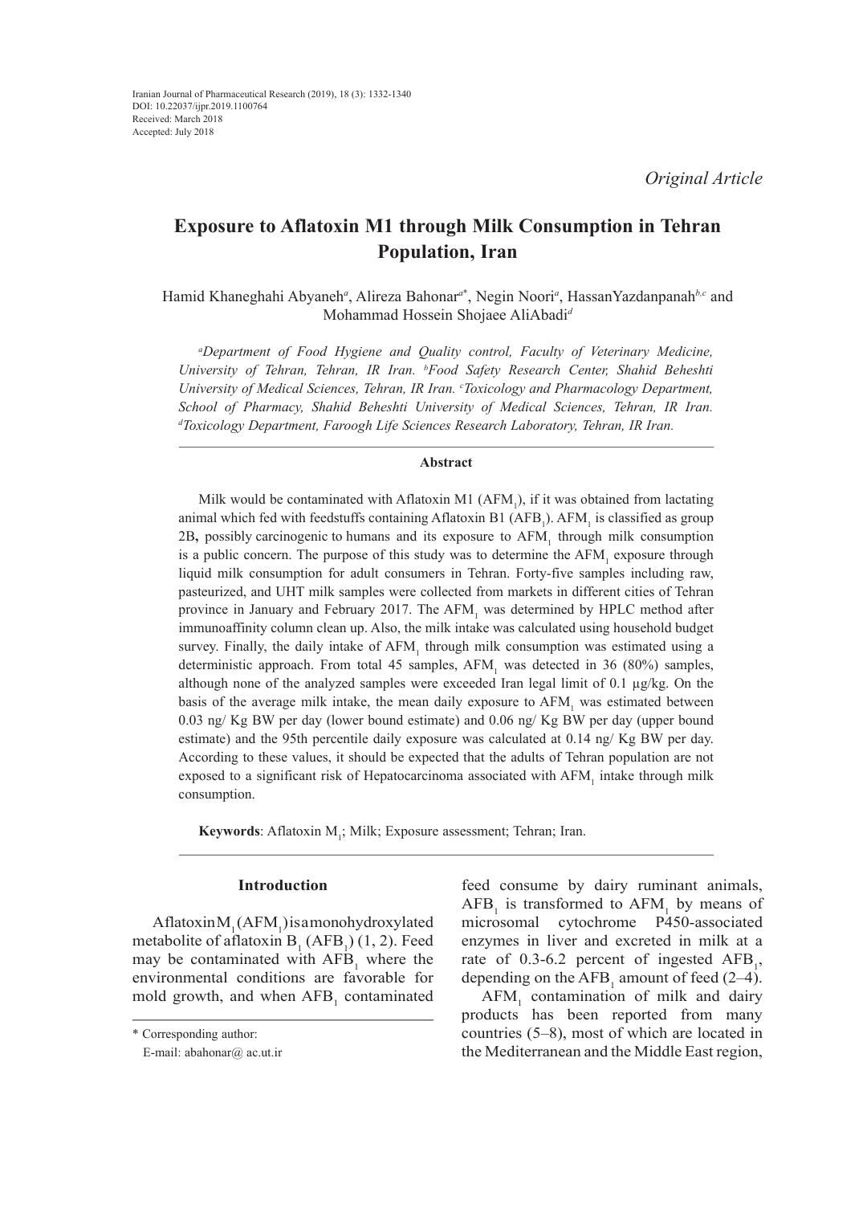Iranian Journal of Pharmaceutical Research (2019), 18 (3): 1332-1340
DOI: 10.22037/ijpr.2019.1100764
Received: March 2018
Accepted: July 2018

*Original Article*

# Exposure to Aflatoxin M1 through Milk Consumption in Tehran Population, Iran

Hamid Khaneghahi Abyaneh[a], Alireza Bahonar[a*], Negin Noori[a], HassanYazdanpanah[b,c] and Mohammad Hossein Shojaee AliAbadi[d]

*[a]Department of Food Hygiene and Quality control, Faculty of Veterinary Medicine, University of Tehran, Tehran, IR Iran. [b]Food Safety Research Center, Shahid Beheshti University of Medical Sciences, Tehran, IR Iran. [c]Toxicology and Pharmacology Department, School of Pharmacy, Shahid Beheshti University of Medical Sciences, Tehran, IR Iran. [d]Toxicology Department, Faroogh Life Sciences Research Laboratory, Tehran, IR Iran.*

## Abstract

Milk would be contaminated with Aflatoxin M1 ($AFM_1$), if it was obtained from lactating animal which fed with feedstuffs containing Aflatoxin B1 ($AFB_1$). $AFM_1$ is classified as group 2B, possibly carcinogenic to humans and its exposure to $AFM_1$ through milk consumption is a public concern. The purpose of this study was to determine the $AFM_1$ exposure through liquid milk consumption for adult consumers in Tehran. Forty-five samples including raw, pasteurized, and UHT milk samples were collected from markets in different cities of Tehran province in January and February 2017. The $AFM_1$ was determined by HPLC method after immunoaffinity column clean up. Also, the milk intake was calculated using household budget survey. Finally, the daily intake of $AFM_1$ through milk consumption was estimated using a deterministic approach. From total 45 samples, $AFM_1$ was detected in 36 (80%) samples, although none of the analyzed samples were exceeded Iran legal limit of 0.1 µg/kg. On the basis of the average milk intake, the mean daily exposure to $AFM_1$ was estimated between 0.03 ng/ Kg BW per day (lower bound estimate) and 0.06 ng/ Kg BW per day (upper bound estimate) and the 95th percentile daily exposure was calculated at 0.14 ng/ Kg BW per day. According to these values, it should be expected that the adults of Tehran population are not exposed to a significant risk of Hepatocarcinoma associated with $AFM_1$ intake through milk consumption.

**Keywords**: Aflatoxin $M_1$; Milk; Exposure assessment; Tehran; Iran.

## Introduction

Aflatoxin $M_1$ ($AFM_1$) is a monohydroxylated metabolite of aflatoxin $B_1$ ($AFB_1$) (1, 2). Feed may be contaminated with $AFB_1$ where the environmental conditions are favorable for mold growth, and when $AFB_1$ contaminated feed consume by dairy ruminant animals, $AFB_1$ is transformed to $AFM_1$ by means of microsomal cytochrome P450-associated enzymes in liver and excreted in milk at a rate of 0.3-6.2 percent of ingested $AFB_1$, depending on the $AFB_1$ amount of feed (2–4).

$AFM_1$ contamination of milk and dairy products has been reported from many countries (5–8), most of which are located in the Mediterranean and the Middle East region,

* Corresponding author:
E-mail: abahonar@ ac.ut.ir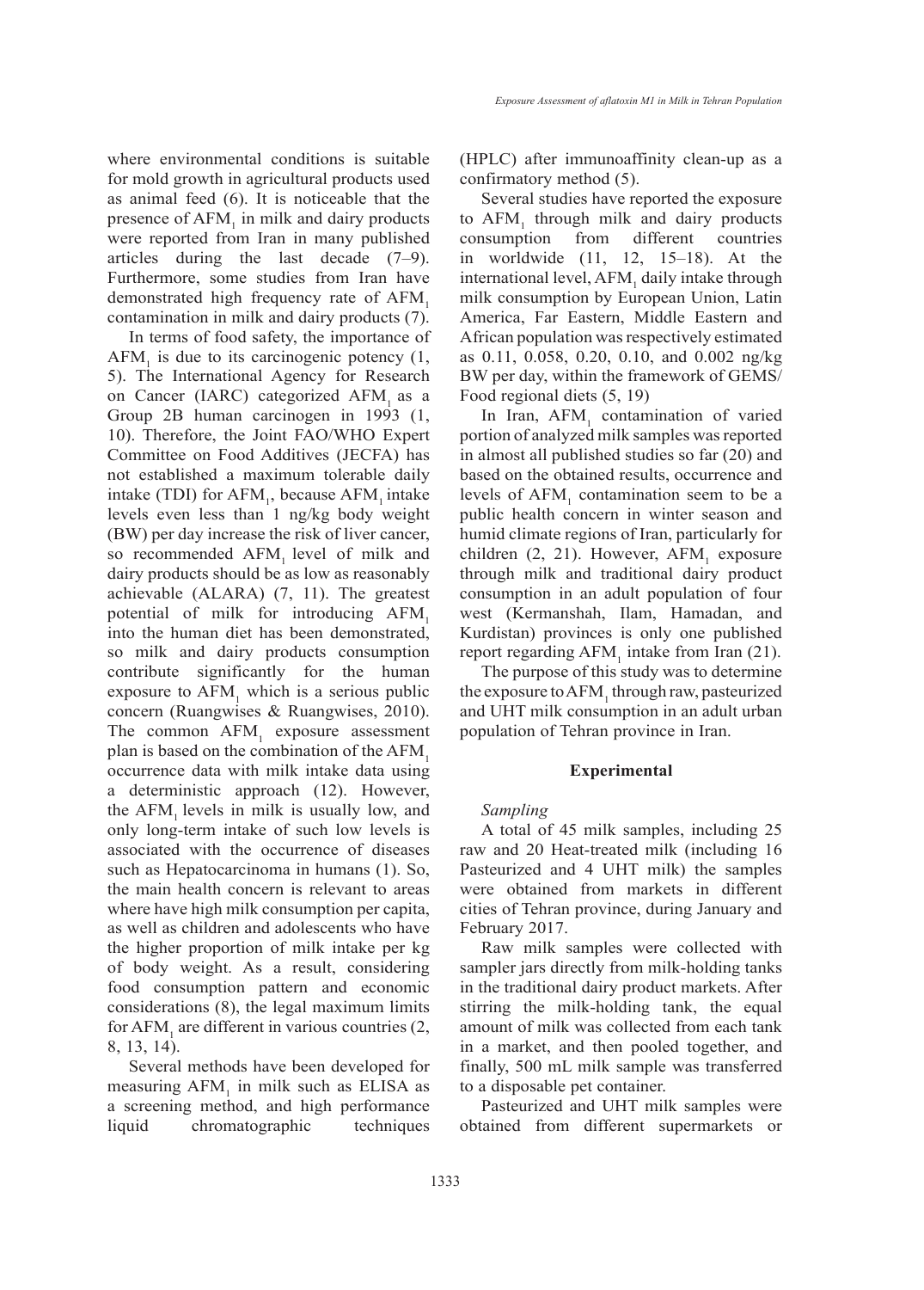where environmental conditions is suitable for mold growth in agricultural products used as animal feed (6). It is noticeable that the presence of $AFM_1$ in milk and dairy products were reported from Iran in many published articles during the last decade (7–9). Furthermore, some studies from Iran have demonstrated high frequency rate of $AFM_1$ contamination in milk and dairy products (7).

In terms of food safety, the importance of $AFM_1$ is due to its carcinogenic potency (1, 5). The International Agency for Research on Cancer (IARC) categorized $AFM_1$ as a Group 2B human carcinogen in 1993 (1, 10). Therefore, the Joint FAO/WHO Expert Committee on Food Additives (JECFA) has not established a maximum tolerable daily intake (TDI) for $AFM_1$, because $AFM_1$ intake levels even less than 1 ng/kg body weight (BW) per day increase the risk of liver cancer, so recommended $AFM_1$ level of milk and dairy products should be as low as reasonably achievable (ALARA) (7, 11). The greatest potential of milk for introducing $AFM_1$ into the human diet has been demonstrated, so milk and dairy products consumption contribute significantly for the human exposure to $AFM_1$ which is a serious public concern (Ruangwises & Ruangwises, 2010). The common $AFM_1$ exposure assessment plan is based on the combination of the $AFM_1$ occurrence data with milk intake data using a deterministic approach (12). However, the $AFM_1$ levels in milk is usually low, and only long-term intake of such low levels is associated with the occurrence of diseases such as Hepatocarcinoma in humans (1). So, the main health concern is relevant to areas where have high milk consumption per capita, as well as children and adolescents who have the higher proportion of milk intake per kg of body weight. As a result, considering food consumption pattern and economic considerations (8), the legal maximum limits for $AFM_1$ are different in various countries (2, 8, 13, 14).

Several methods have been developed for measuring $AFM_1$ in milk such as ELISA as a screening method, and high performance liquid chromatographic techniques (HPLC) after immunoaffinity clean-up as a confirmatory method (5).

Several studies have reported the exposure to $AFM_1$ through milk and dairy products consumption from different countries in worldwide (11, 12, 15–18). At the international level, $AFM_1$ daily intake through milk consumption by European Union, Latin America, Far Eastern, Middle Eastern and African population was respectively estimated as 0.11, 0.058, 0.20, 0.10, and 0.002 ng/kg BW per day, within the framework of GEMS/Food regional diets (5, 19)

In Iran, $AFM_1$ contamination of varied portion of analyzed milk samples was reported in almost all published studies so far (20) and based on the obtained results, occurrence and levels of $AFM_1$ contamination seem to be a public health concern in winter season and humid climate regions of Iran, particularly for children (2, 21). However, $AFM_1$ exposure through milk and traditional dairy product consumption in an adult population of four west (Kermanshah, Ilam, Hamadan, and Kurdistan) provinces is only one published report regarding $AFM_1$ intake from Iran (21).

The purpose of this study was to determine the exposure to $AFM_1$ through raw, pasteurized and UHT milk consumption in an adult urban population of Tehran province in Iran.

## Experimental

*Sampling*

A total of 45 milk samples, including 25 raw and 20 Heat-treated milk (including 16 Pasteurized and 4 UHT milk) the samples were obtained from markets in different cities of Tehran province, during January and February 2017.

Raw milk samples were collected with sampler jars directly from milk-holding tanks in the traditional dairy product markets. After stirring the milk-holding tank, the equal amount of milk was collected from each tank in a market, and then pooled together, and finally, 500 mL milk sample was transferred to a disposable pet container.

Pasteurized and UHT milk samples were obtained from different supermarkets or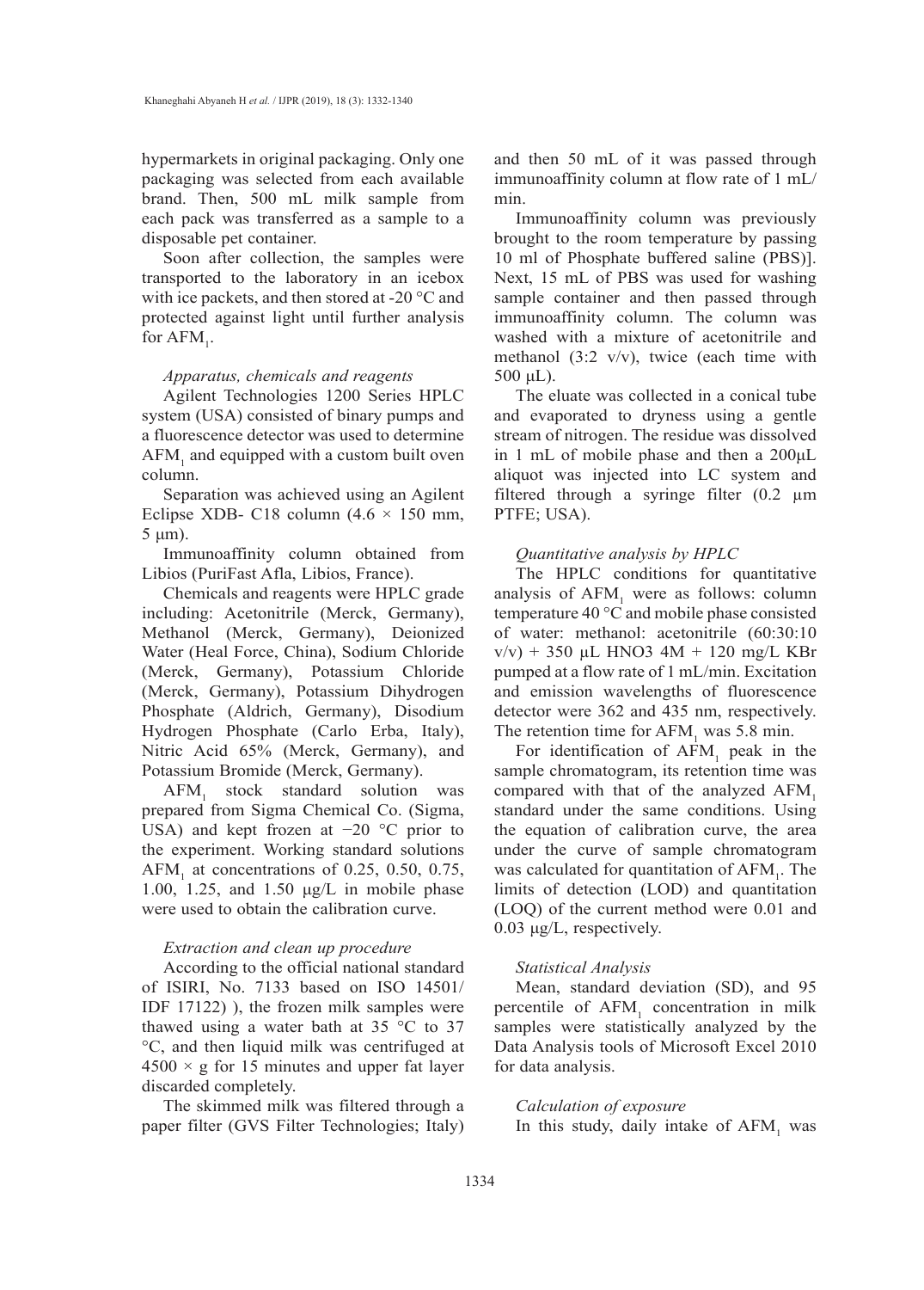hypermarkets in original packaging. Only one packaging was selected from each available brand. Then, 500 mL milk sample from each pack was transferred as a sample to a disposable pet container.

Soon after collection, the samples were transported to the laboratory in an icebox with ice packets, and then stored at -20 °C and protected against light until further analysis for $AFM_1$.

*Apparatus, chemicals and reagents*

Agilent Technologies 1200 Series HPLC system (USA) consisted of binary pumps and a fluorescence detector was used to determine $AFM_1$ and equipped with a custom built oven column.

Separation was achieved using an Agilent Eclipse XDB- C18 column (4.6 × 150 mm, 5 μm).

Immunoaffinity column obtained from Libios (PuriFast Afla, Libios, France).

Chemicals and reagents were HPLC grade including: Acetonitrile (Merck, Germany), Methanol (Merck, Germany), Deionized Water (Heal Force, China), Sodium Chloride (Merck, Germany), Potassium Chloride (Merck, Germany), Potassium Dihydrogen Phosphate (Aldrich, Germany), Disodium Hydrogen Phosphate (Carlo Erba, Italy), Nitric Acid 65% (Merck, Germany), and Potassium Bromide (Merck, Germany).

$AFM_1$ stock standard solution was prepared from Sigma Chemical Co. (Sigma, USA) and kept frozen at −20 °C prior to the experiment. Working standard solutions $AFM_1$ at concentrations of 0.25, 0.50, 0.75, 1.00, 1.25, and 1.50 μg/L in mobile phase were used to obtain the calibration curve.

*Extraction and clean up procedure*

According to the official national standard of ISIRI, No. 7133 based on ISO 14501/ IDF 17122) ), the frozen milk samples were thawed using a water bath at 35 °C to 37 °C, and then liquid milk was centrifuged at 4500 × g for 15 minutes and upper fat layer discarded completely.

The skimmed milk was filtered through a paper filter (GVS Filter Technologies; Italy) and then 50 mL of it was passed through immunoaffinity column at flow rate of 1 mL/ min.

Immunoaffinity column was previously brought to the room temperature by passing 10 ml of Phosphate buffered saline (PBS)]. Next, 15 mL of PBS was used for washing sample container and then passed through immunoaffinity column. The column was washed with a mixture of acetonitrile and methanol (3:2 v/v), twice (each time with 500 μL).

The eluate was collected in a conical tube and evaporated to dryness using a gentle stream of nitrogen. The residue was dissolved in 1 mL of mobile phase and then a 200μL aliquot was injected into LC system and filtered through a syringe filter (0.2 μm PTFE; USA).

*Quantitative analysis by HPLC*

The HPLC conditions for quantitative analysis of $AFM_1$ were as follows: column temperature 40 °C and mobile phase consisted of water: methanol: acetonitrile (60:30:10 v/v) + 350 μL $HNO_3$ 4M + 120 mg/L KBr pumped at a flow rate of 1 mL/min. Excitation and emission wavelengths of fluorescence detector were 362 and 435 nm, respectively. The retention time for $AFM_1$ was 5.8 min.

For identification of $AFM_1$ peak in the sample chromatogram, its retention time was compared with that of the analyzed $AFM_1$ standard under the same conditions. Using the equation of calibration curve, the area under the curve of sample chromatogram was calculated for quantitation of $AFM_1$. The limits of detection (LOD) and quantitation (LOQ) of the current method were 0.01 and 0.03 μg/L, respectively.

*Statistical Analysis*

Mean, standard deviation (SD), and 95 percentile of $AFM_1$ concentration in milk samples were statistically analyzed by the Data Analysis tools of Microsoft Excel 2010 for data analysis.

*Calculation of exposure*

In this study, daily intake of $AFM_1$ was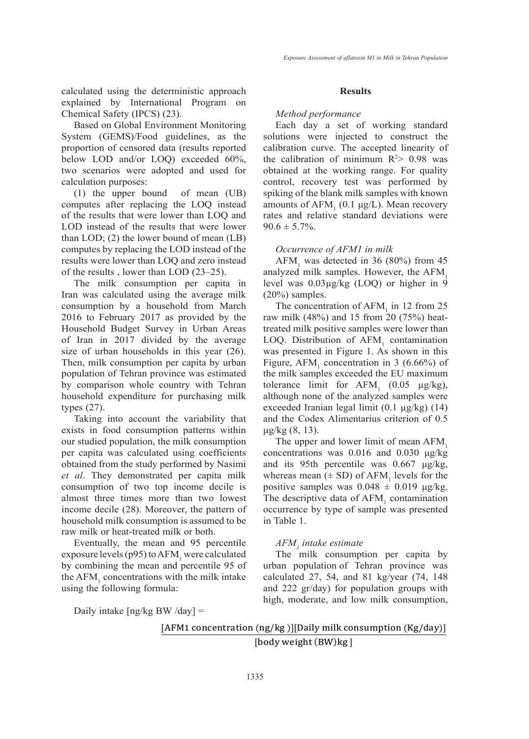calculated using the deterministic approach explained by International Program on Chemical Safety (IPCS) (23).

Based on Global Environment Monitoring System (GEMS)/Food guidelines, as the proportion of censored data (results reported below LOD and/or LOQ) exceeded 60%, two scenarios were adopted and used for calculation purposes:

(1) the upper bound of mean (UB) computes after replacing the LOQ instead of the results that were lower than LOQ and LOD instead of the results that were lower than LOD; (2) the lower bound of mean (LB) computes by replacing the LOD instead of the results were lower than LOQ and zero instead of the results , lower than LOD (23–25).

The milk consumption per capita in Iran was calculated using the average milk consumption by a household from March 2016 to February 2017 as provided by the Household Budget Survey in Urban Areas of Iran in 2017 divided by the average size of urban households in this year (26). Then, milk consumption per capita by urban population of Tehran province was estimated by comparison whole country with Tehran household expenditure for purchasing milk types (27).

Taking into account the variability that exists in food consumption patterns within our studied population, the milk consumption per capita was calculated using coefficients obtained from the study performed by Nasimi *et al*. They demonstrated per capita milk consumption of two top income decile is almost three times more than two lowest income decile (28). Moreover, the pattern of household milk consumption is assumed to be raw milk or heat-treated milk or both.

Eventually, the mean and 95 percentile exposure levels (p95) to $AFM_1$ were calculated by combining the mean and percentile 95 of the $AFM_1$ concentrations with the milk intake using the following formula:

$$\text{Daily intake [ng/kg BW /day]} = \frac{[\text{AFM1 concentration (ng/kg)}][\text{Daily milk consumption (Kg/day)}]}{[\text{body weight (BW)kg}]}$$

## Results

### *Method performance*

Each day a set of working standard solutions were injected to construct the calibration curve. The accepted linearity of the calibration of minimum $R^2 > 0.98$ was obtained at the working range. For quality control, recovery test was performed by spiking of the blank milk samples with known amounts of $AFM_1$ (0.1 µg/L). Mean recovery rates and relative standard deviations were $90.6 \pm 5.7\%$.

### *Occurrence of AFM1 in milk*

$AFM_1$ was detected in 36 (80%) from 45 analyzed milk samples. However, the $AFM_1$ level was 0.03µg/kg (LOQ) or higher in 9 (20%) samples.

The concentration of $AFM_1$ in 12 from 25 raw milk (48%) and 15 from 20 (75%) heat-treated milk positive samples were lower than LOQ. Distribution of $AFM_1$ contamination was presented in Figure 1. As shown in this Figure, $AFM_1$ concentration in 3 (6.66%) of the milk samples exceeded the EU maximum tolerance limit for $AFM_1$ (0.05 µg/kg), although none of the analyzed samples were exceeded Iranian legal limit (0.1 µg/kg) (14) and the Codex Alimentarius criterion of 0.5 µg/kg (8, 13).

The upper and lower limit of mean $AFM_1$ concentrations was 0.016 and 0.030 µg/kg and its 95th percentile was 0.667 µg/kg, whereas mean (± SD) of $AFM_1$ levels for the positive samples was $0.048 \pm 0.019$ µg/kg. The descriptive data of $AFM_1$ contamination occurrence by type of sample was presented in Table 1.

### *$AFM_1$ intake estimate*

The milk consumption per capita by urban population of Tehran province was calculated 27, 54, and 81 kg/year (74, 148 and 222 gr/day) for population groups with high, moderate, and low milk consumption,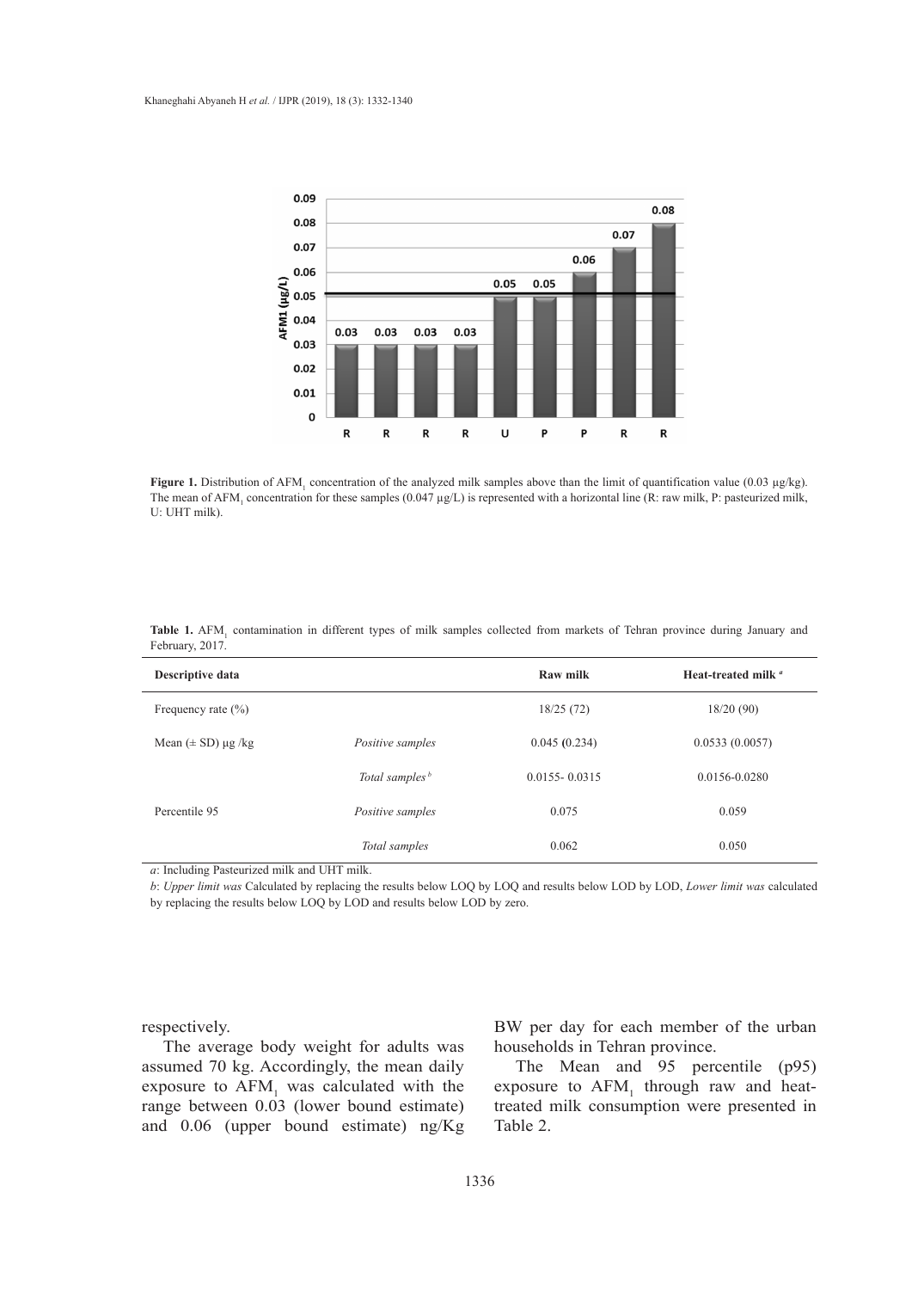Figure 1. Distribution of $AFM_1$ concentration of the analyzed milk samples above than the limit of quantification value (0.03 µg/kg). The mean of $AFM_1$ concentration for these samples (0.047 µg/L) is represented with a horizontal line (R: raw milk, P: pasteurized milk, U: UHT milk).

**Table 1.** $AFM_1$ contamination in different types of milk samples collected from markets of Tehran province during January and February, 2017.

| Descriptive data | | Raw milk | Heat-treated milk [a] |
|---|---|---|---|
| Frequency rate (%) | | 18/25 (72) | 18/20 (90) |
| Mean (± SD) µg /kg | *Positive samples* | 0.045 (0.234) | 0.0533 (0.0057) |
| | *Total samples* [b] | 0.0155- 0.0315 | 0.0156-0.0280 |
| Percentile 95 | *Positive samples* | 0.075 | 0.059 |
| | *Total samples* | 0.062 | 0.050 |

*a*: Including Pasteurized milk and UHT milk.

*b*: *Upper limit was* Calculated by replacing the results below LOQ by LOQ and results below LOD by LOD, *Lower limit was* calculated by replacing the results below LOQ by LOD and results below LOD by zero.

respectively.

The average body weight for adults was assumed 70 kg. Accordingly, the mean daily exposure to $AFM_1$ was calculated with the range between 0.03 (lower bound estimate) and 0.06 (upper bound estimate) ng/Kg BW per day for each member of the urban households in Tehran province.

The Mean and 95 percentile (p95) exposure to $AFM_1$ through raw and heat-treated milk consumption were presented in Table 2.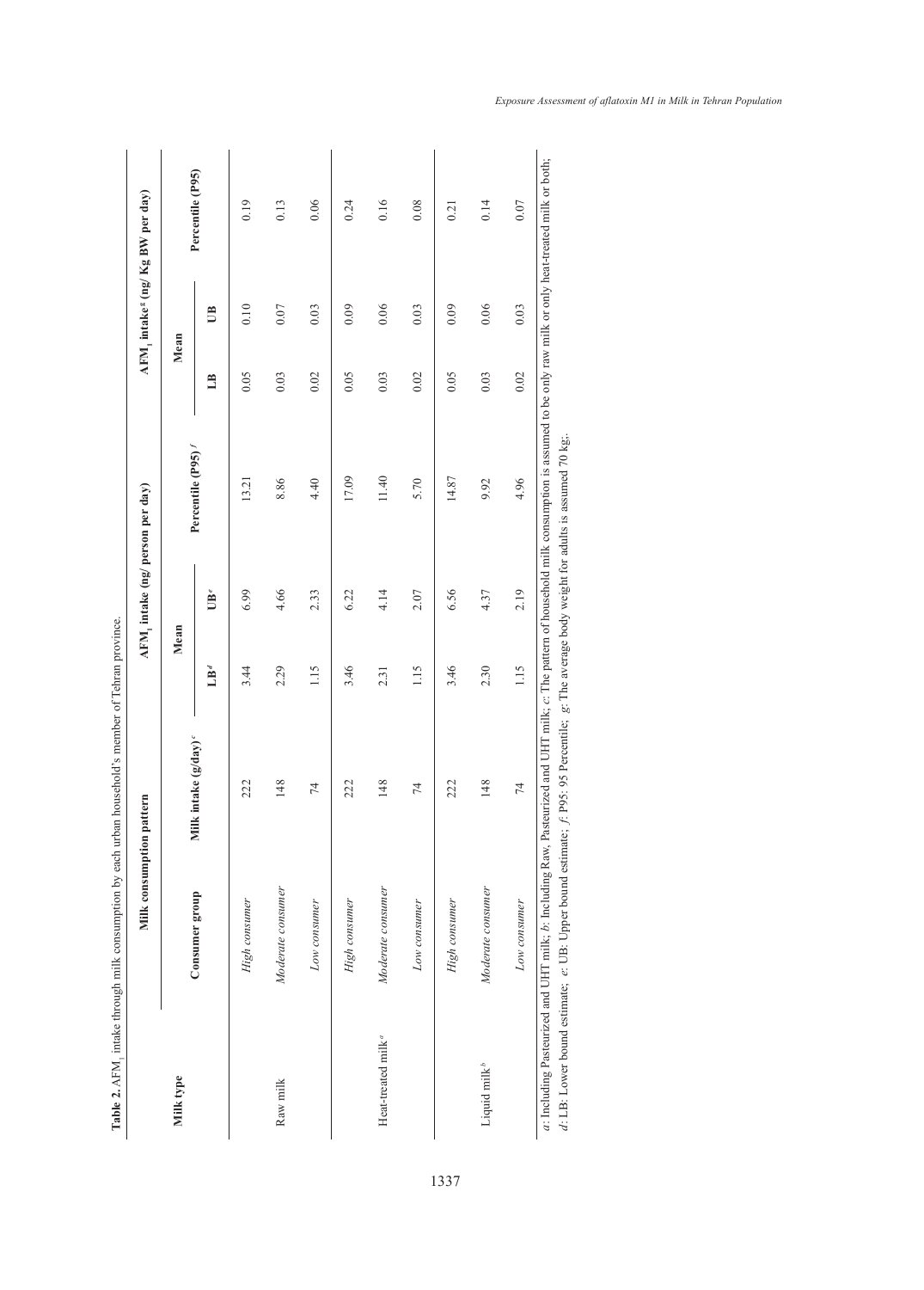**Table 2.** $AFM_1$ intake through milk consumption by each urban household's member of Tehran province.

| Milk type | Milk consumption pattern | | $AFM_1$ intake (ng/ person per day) | | | $AFM_1$ intake[g] (ng/ Kg BW per day) | | |
|---|---|---|---|---|---|---|---|---|
| | Consumer group | Milk intake (g/day)[c] | Mean | | Percentile (P95)[f] | Mean | | Percentile (P95) |
| | | | LB[d] | UB[e] | | LB | UB | |
| Raw milk | *High consumer* | 222 | 3.44 | 6.99 | 13.21 | 0.05 | 0.10 | 0.19 |
| | *Moderate consumer* | 148 | 2.29 | 4.66 | 8.86 | 0.03 | 0.07 | 0.13 |
| | *Low consumer* | 74 | 1.15 | 2.33 | 4.40 | 0.02 | 0.03 | 0.06 |
| Heat-treated milk[a] | *High consumer* | 222 | 3.46 | 6.22 | 17.09 | 0.05 | 0.09 | 0.24 |
| | *Moderate consumer* | 148 | 2.31 | 4.14 | 11.40 | 0.03 | 0.06 | 0.16 |
| | *Low consumer* | 74 | 1.15 | 2.07 | 5.70 | 0.02 | 0.03 | 0.08 |
| Liquid milk[b] | *High consumer* | 222 | 3.46 | 6.56 | 14.87 | 0.05 | 0.09 | 0.21 |
| | *Moderate consumer* | 148 | 2.30 | 4.37 | 9.92 | 0.03 | 0.06 | 0.14 |
| | *Low consumer* | 74 | 1.15 | 2.19 | 4.96 | 0.02 | 0.03 | 0.07 |

*a*: Including Pasteurized and UHT milk; *b*: Including Raw, Pasteurized and UHT milk; *c*: The pattern of household milk consumption is assumed to be only raw milk or only heat-treated milk or both; *d*: LB: Lower bound estimate; *e*: UB: Upper bound estimate; *f*: P95: 95 Percentile; *g*: The average body weight for adults is assumed 70 kg;.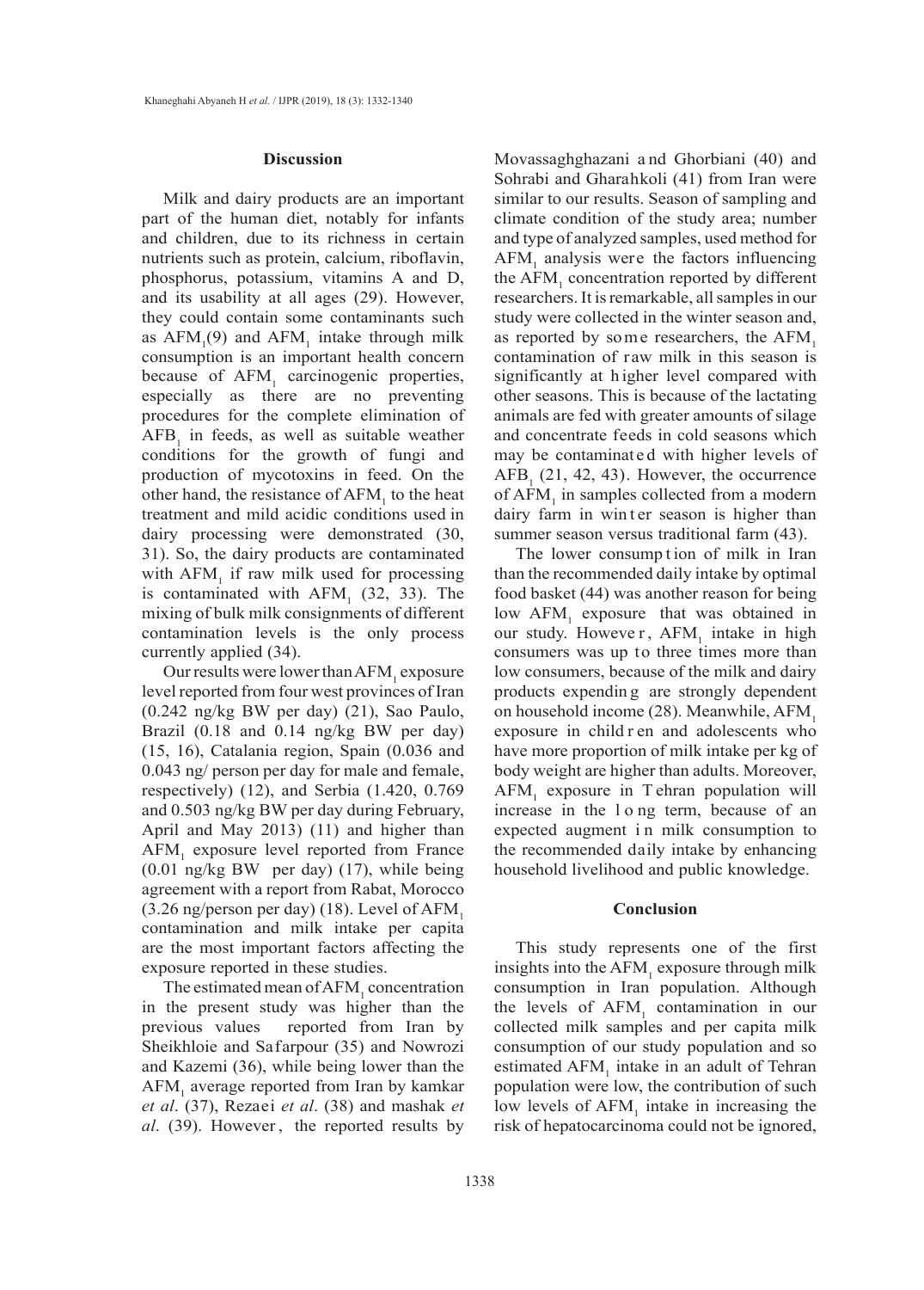## Discussion

Milk and dairy products are an important part of the human diet, notably for infants and children, due to its richness in certain nutrients such as protein, calcium, riboflavin, phosphorus, potassium, vitamins A and D, and its usability at all ages (29). However, they could contain some contaminants such as $AFM_1$(9) and $AFM_1$ intake through milk consumption is an important health concern because of $AFM_1$ carcinogenic properties, especially as there are no preventing procedures for the complete elimination of $AFB_1$ in feeds, as well as suitable weather conditions for the growth of fungi and production of mycotoxins in feed. On the other hand, the resistance of $AFM_1$ to the heat treatment and mild acidic conditions used in dairy processing were demonstrated (30, 31). So, the dairy products are contaminated with $AFM_1$ if raw milk used for processing is contaminated with $AFM_1$ (32, 33). The mixing of bulk milk consignments of different contamination levels is the only process currently applied (34).

Our results were lower than $AFM_1$ exposure level reported from four west provinces of Iran (0.242 ng/kg BW per day) (21), Sao Paulo, Brazil (0.18 and 0.14 ng/kg BW per day) (15, 16), Catalania region, Spain (0.036 and 0.043 ng/ person per day for male and female, respectively) (12), and Serbia (1.420, 0.769 and 0.503 ng/kg BW per day during February, April and May 2013) (11) and higher than $AFM_1$ exposure level reported from France (0.01 ng/kg BW per day) (17), while being agreement with a report from Rabat, Morocco (3.26 ng/person per day) (18). Level of $AFM_1$ contamination and milk intake per capita are the most important factors affecting the exposure reported in these studies.

The estimated mean of $AFM_1$ concentration in the present study was higher than the previous values reported from Iran by Sheikhloie and Safarpour (35) and Nowrozi and Kazemi (36), while being lower than the $AFM_1$ average reported from Iran by kamkar *et al*. (37), Rezaei *et al*. (38) and mashak *et al*. (39). However, the reported results by Movassaghghazani and Ghorbiani (40) and Sohrabi and Gharahkoli (41) from Iran were similar to our results. Season of sampling and climate condition of the study area; number and type of analyzed samples, used method for $AFM_1$ analysis were the factors influencing the $AFM_1$ concentration reported by different researchers. It is remarkable, all samples in our study were collected in the winter season and, as reported by some researchers, the $AFM_1$ contamination of raw milk in this season is significantly at higher level compared with other seasons. This is because of the lactating animals are fed with greater amounts of silage and concentrate feeds in cold seasons which may be contaminated with higher levels of $AFB_1$ (21, 42, 43). However, the occurrence of $AFM_1$ in samples collected from a modern dairy farm in winter season is higher than summer season versus traditional farm (43).

The lower consumption of milk in Iran than the recommended daily intake by optimal food basket (44) was another reason for being low $AFM_1$ exposure that was obtained in our study. However, $AFM_1$ intake in high consumers was up to three times more than low consumers, because of the milk and dairy products expending are strongly dependent on household income (28). Meanwhile, $AFM_1$ exposure in children and adolescents who have more proportion of milk intake per kg of body weight are higher than adults. Moreover, $AFM_1$ exposure in Tehran population will increase in the long term, because of an expected augment in milk consumption to the recommended daily intake by enhancing household livelihood and public knowledge.

## Conclusion

This study represents one of the first insights into the $AFM_1$ exposure through milk consumption in Iran population. Although the levels of $AFM_1$ contamination in our collected milk samples and per capita milk consumption of our study population and so estimated $AFM_1$ intake in an adult of Tehran population were low, the contribution of such low levels of $AFM_1$ intake in increasing the risk of hepatocarcinoma could not be ignored,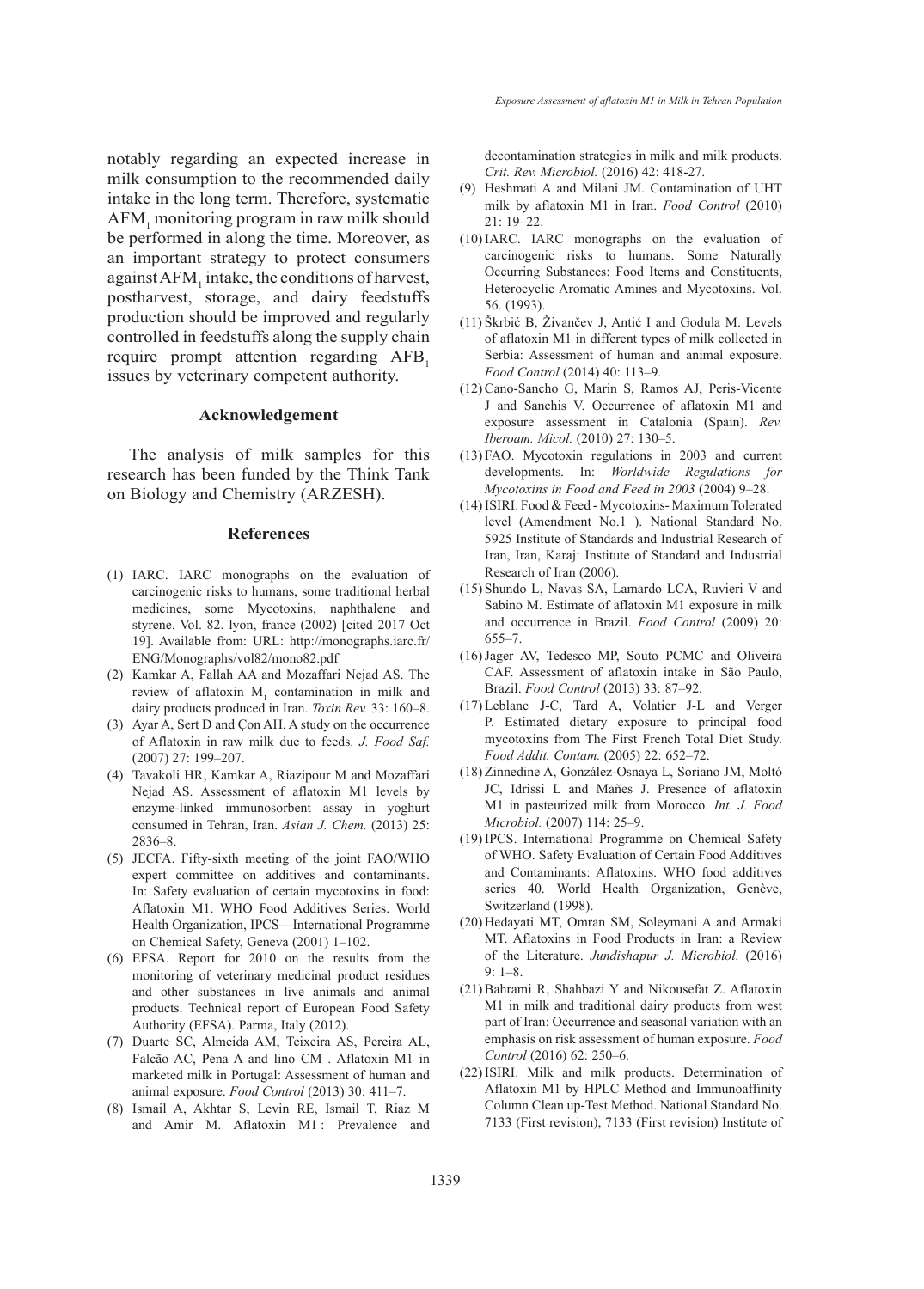notably regarding an expected increase in milk consumption to the recommended daily intake in the long term. Therefore, systematic $AFM_1$ monitoring program in raw milk should be performed in along the time. Moreover, as an important strategy to protect consumers against $AFM_1$ intake, the conditions of harvest, postharvest, storage, and dairy feedstuffs production should be improved and regularly controlled in feedstuffs along the supply chain require prompt attention regarding $AFB_1$ issues by veterinary competent authority.

## Acknowledgement

The analysis of milk samples for this research has been funded by the Think Tank on Biology and Chemistry (ARZESH).

## References

(1) IARC. IARC monographs on the evaluation of carcinogenic risks to humans, some traditional herbal medicines, some Mycotoxins, naphthalene and styrene. Vol. 82. lyon, france (2002) [cited 2017 Oct 19]. Available from: URL: http://monographs.iarc.fr/ENG/Monographs/vol82/mono82.pdf

(2) Kamkar A, Fallah AA and Mozaffari Nejad AS. The review of aflatoxin $M_1$ contamination in milk and dairy products produced in Iran. *Toxin Rev.* 33: 160–8.

(3) Ayar A, Sert D and Çon AH. A study on the occurrence of Aflatoxin in raw milk due to feeds. *J. Food Saf.* (2007) 27: 199–207.

(4) Tavakoli HR, Kamkar A, Riazipour M and Mozaffari Nejad AS. Assessment of aflatoxin M1 levels by enzyme-linked immunosorbent assay in yoghurt consumed in Tehran, Iran. *Asian J. Chem.* (2013) 25: 2836–8.

(5) JECFA. Fifty-sixth meeting of the joint FAO/WHO expert committee on additives and contaminants. In: Safety evaluation of certain mycotoxins in food: Aflatoxin M1. WHO Food Additives Series. World Health Organization, IPCS—International Programme on Chemical Safety, Geneva (2001) 1–102.

(6) EFSA. Report for 2010 on the results from the monitoring of veterinary medicinal product residues and other substances in live animals and animal products. Technical report of European Food Safety Authority (EFSA). Parma, Italy (2012).

(7) Duarte SC, Almeida AM, Teixeira AS, Pereira AL, Falcão AC, Pena A and lino CM . Aflatoxin M1 in marketed milk in Portugal: Assessment of human and animal exposure. *Food Control* (2013) 30: 411–7.

(8) Ismail A, Akhtar S, Levin RE, Ismail T, Riaz M and Amir M. Aflatoxin M1 : Prevalence and decontamination strategies in milk and milk products. *Crit. Rev. Microbiol.* (2016) 42: 418-27.

(9) Heshmati A and Milani JM. Contamination of UHT milk by aflatoxin M1 in Iran. *Food Control* (2010) 21: 19–22.

(10) IARC. IARC monographs on the evaluation of carcinogenic risks to humans. Some Naturally Occurring Substances: Food Items and Constituents, Heterocyclic Aromatic Amines and Mycotoxins. Vol. 56. (1993).

(11) Škrbić B, Živančev J, Antić I and Godula M. Levels of aflatoxin M1 in different types of milk collected in Serbia: Assessment of human and animal exposure. *Food Control* (2014) 40: 113–9.

(12) Cano-Sancho G, Marin S, Ramos AJ, Peris-Vicente J and Sanchis V. Occurrence of aflatoxin M1 and exposure assessment in Catalonia (Spain). *Rev. Iberoam. Micol.* (2010) 27: 130–5.

(13) FAO. Mycotoxin regulations in 2003 and current developments. In: *Worldwide Regulations for Mycotoxins in Food and Feed in 2003* (2004) 9–28.

(14) ISIRI. Food & Feed - Mycotoxins- Maximum Tolerated level (Amendment No.1 ). National Standard No. 5925 Institute of Standards and Industrial Research of Iran, Iran, Karaj: Institute of Standard and Industrial Research of Iran (2006).

(15) Shundo L, Navas SA, Lamardo LCA, Ruvieri V and Sabino M. Estimate of aflatoxin M1 exposure in milk and occurrence in Brazil. *Food Control* (2009) 20: 655–7.

(16) Jager AV, Tedesco MP, Souto PCMC and Oliveira CAF. Assessment of aflatoxin intake in São Paulo, Brazil. *Food Control* (2013) 33: 87–92.

(17) Leblanc J-C, Tard A, Volatier J-L and Verger P. Estimated dietary exposure to principal food mycotoxins from The First French Total Diet Study. *Food Addit. Contam.* (2005) 22: 652–72.

(18) Zinnedine A, González-Osnaya L, Soriano JM, Moltó JC, Idrissi L and Mañes J. Presence of aflatoxin M1 in pasteurized milk from Morocco. *Int. J. Food Microbiol.* (2007) 114: 25–9.

(19) IPCS. International Programme on Chemical Safety of WHO. Safety Evaluation of Certain Food Additives and Contaminants: Aflatoxins. WHO food additives series 40. World Health Organization, Genève, Switzerland (1998).

(20) Hedayati MT, Omran SM, Soleymani A and Armaki MT. Aflatoxins in Food Products in Iran: a Review of the Literature. *Jundishapur J. Microbiol.* (2016) 9: 1–8.

(21) Bahrami R, Shahbazi Y and Nikousefat Z. Aflatoxin M1 in milk and traditional dairy products from west part of Iran: Occurrence and seasonal variation with an emphasis on risk assessment of human exposure. *Food Control* (2016) 62: 250–6.

(22) ISIRI. Milk and milk products. Determination of Aflatoxin M1 by HPLC Method and Immunoaffinity Column Clean up-Test Method. National Standard No. 7133 (First revision), 7133 (First revision) Institute of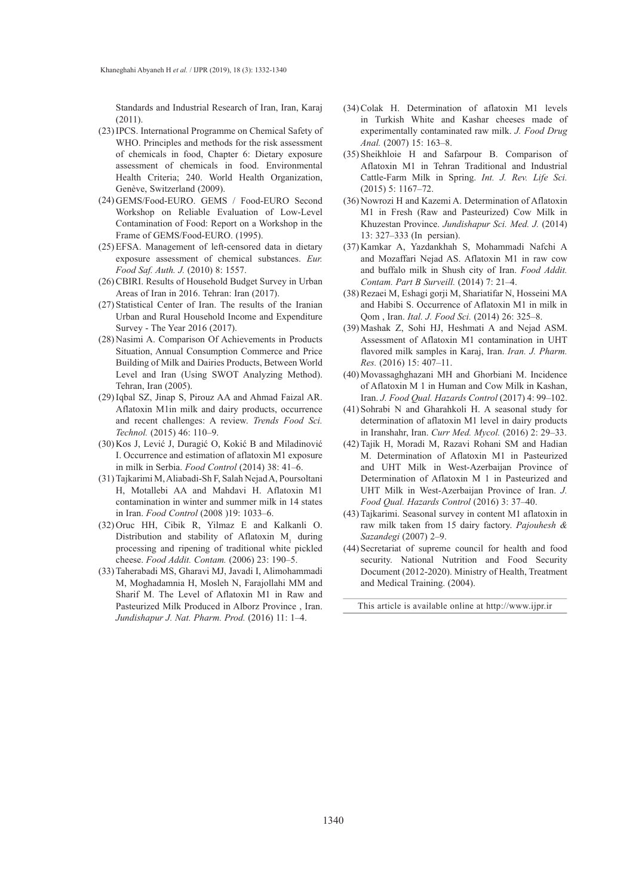Standards and Industrial Research of Iran, Iran, Karaj (2011).

(23) IPCS. International Programme on Chemical Safety of WHO. Principles and methods for the risk assessment of chemicals in food, Chapter 6: Dietary exposure assessment of chemicals in food. Environmental Health Criteria; 240. World Health Organization, Genève, Switzerland (2009).

(24) GEMS/Food-EURO. GEMS / Food-EURO Second Workshop on Reliable Evaluation of Low-Level Contamination of Food: Report on a Workshop in the Frame of GEMS/Food-EURO. (1995).

(25) EFSA. Management of left-censored data in dietary exposure assessment of chemical substances. *Eur. Food Saf. Auth. J.* (2010) 8: 1557.

(26) CBIRI. Results of Household Budget Survey in Urban Areas of Iran in 2016. Tehran: Iran (2017).

(27) Statistical Center of Iran. The results of the Iranian Urban and Rural Household Income and Expenditure Survey - The Year 2016 (2017).

(28) Nasimi A. Comparison Of Achievements in Products Situation, Annual Consumption Commerce and Price Building of Milk and Dairies Products, Between World Level and Iran (Using SWOT Analyzing Method). Tehran, Iran (2005).

(29) Iqbal SZ, Jinap S, Pirouz AA and Ahmad Faizal AR. Aflatoxin M1in milk and dairy products, occurrence and recent challenges: A review. *Trends Food Sci. Technol.* (2015) 46: 110–9.

(30) Kos J, Lević J, Duragić O, Kokić B and Miladinović I. Occurrence and estimation of aflatoxin M1 exposure in milk in Serbia. *Food Control* (2014) 38: 41–6.

(31) Tajkarimi M, Aliabadi-Sh F, Salah Nejad A, Poursoltani H, Motallebi AA and Mahdavi H. Aflatoxin M1 contamination in winter and summer milk in 14 states in Iran. *Food Control* (2008 )19: 1033–6.

(32) Oruc HH, Cibik R, Yilmaz E and Kalkanli O. Distribution and stability of Aflatoxin $M_1$ during processing and ripening of traditional white pickled cheese. *Food Addit. Contam.* (2006) 23: 190–5.

(33) Taherabadi MS, Gharavi MJ, Javadi I, Alimohammadi M, Moghadamnia H, Mosleh N, Farajollahi MM and Sharif M. The Level of Aflatoxin M1 in Raw and Pasteurized Milk Produced in Alborz Province , Iran. *Jundishapur J. Nat. Pharm. Prod.* (2016) 11: 1–4.

(34) Colak H. Determination of aflatoxin M1 levels in Turkish White and Kashar cheeses made of experimentally contaminated raw milk. *J. Food Drug Anal.* (2007) 15: 163–8.

(35) Sheikhloie H and Safarpour B. Comparison of Aflatoxin M1 in Tehran Traditional and Industrial Cattle-Farm Milk in Spring. *Int. J. Rev. Life Sci.* (2015) 5: 1167–72.

(36) Nowrozi H and Kazemi A. Determination of Aflatoxin M1 in Fresh (Raw and Pasteurized) Cow Milk in Khuzestan Province. *Jundishapur Sci. Med. J.* (2014) 13: 327–333 (In persian).

(37) Kamkar A, Yazdankhah S, Mohammadi Nafchi A and Mozaffari Nejad AS. Aflatoxin M1 in raw cow and buffalo milk in Shush city of Iran. *Food Addit. Contam. Part B Surveill.* (2014) 7: 21–4.

(38) Rezaei M, Eshagi gorji M, Shariatifar N, Hosseini MA and Habibi S. Occurrence of Aflatoxin M1 in milk in Qom , Iran. *Ital. J. Food Sci.* (2014) 26: 325–8.

(39) Mashak Z, Sohi HJ, Heshmati A and Nejad ASM. Assessment of Aflatoxin M1 contamination in UHT flavored milk samples in Karaj, Iran. *Iran. J. Pharm. Res.* (2016) 15: 407–11.

(40) Movassaghghazani MH and Ghorbiani M. Incidence of Aflatoxin M 1 in Human and Cow Milk in Kashan, Iran. *J. Food Qual. Hazards Control* (2017) 4: 99–102.

(41) Sohrabi N and Gharahkoli H. A seasonal study for determination of aflatoxin M1 level in dairy products in Iranshahr, Iran. *Curr Med. Mycol.* (2016) 2: 29–33.

(42) Tajik H, Moradi M, Razavi Rohani SM and Hadian M. Determination of Aflatoxin M1 in Pasteurized and UHT Milk in West-Azerbaijan Province of Determination of Aflatoxin M 1 in Pasteurized and UHT Milk in West-Azerbaijan Province of Iran. *J. Food Qual. Hazards Control* (2016) 3: 37–40.

(43) Tajkarimi. Seasonal survey in content M1 aflatoxin in raw milk taken from 15 dairy factory. *Pajouhesh & Sazandegi* (2007) 2–9.

(44) Secretariat of supreme council for health and food security. National Nutrition and Food Security Document (2012-2020). Ministry of Health, Treatment and Medical Training. (2004).

This article is available online at http://www.ijpr.ir